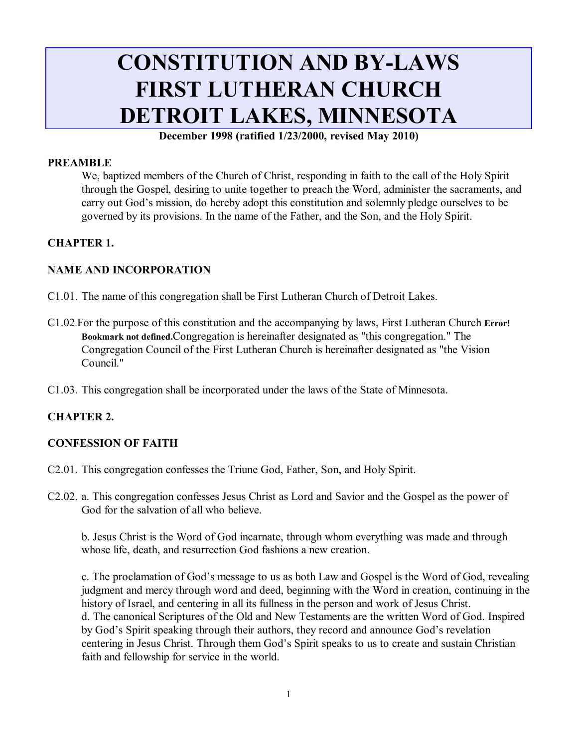# CONSTITUTION AND BY-LAWS FIRST LUTHERAN CHURCH DETROIT LAKES, MINNESOTA

**December 1998 (ratified 1/23/2000, revised May 2010)**

**PREAMBLE**

We, baptized members of the Church of Christ, responding in faith to the call of the Holy Spirit through the Gospel, desiring to unite together to preach the Word, administer the sacraments, and carry out God's mission, do hereby adopt this constitution and solemnly pledge ourselves to be governed by its provisions. In the name of the Father, and the Son, and the Holy Spirit.

**CHAPTER 1.**

**NAME AND INCORPORATION**

C1.01. The name of this congregation shall be First Lutheran Church of Detroit Lakes.

C1.02. For the purpose of this constitution and the accompanying by laws, First Lutheran Church **Error! Bookmark not defined.**Congregation is hereinafter designated as "this congregation." The Congregation Council of the First Lutheran Church is hereinafter designated as "the Vision Council."

C1.03. This congregation shall be incorporated under the laws of the State of Minnesota.

**CHAPTER 2.**

**CONFESSION OF FAITH**

C2.01. This congregation confesses the Triune God, Father, Son, and Holy Spirit.

C2.02. a. This congregation confesses Jesus Christ as Lord and Savior and the Gospel as the power of God for the salvation of all who believe.

b. Jesus Christ is the Word of God incarnate, through whom everything was made and through whose life, death, and resurrection God fashions a new creation.

c. The proclamation of God's message to us as both Law and Gospel is the Word of God, revealing judgment and mercy through word and deed, beginning with the Word in creation, continuing in the history of Israel, and centering in all its fullness in the person and work of Jesus Christ.
d. The canonical Scriptures of the Old and New Testaments are the written Word of God. Inspired by God's Spirit speaking through their authors, they record and announce God's revelation centering in Jesus Christ. Through them God's Spirit speaks to us to create and sustain Christian faith and fellowship for service in the world.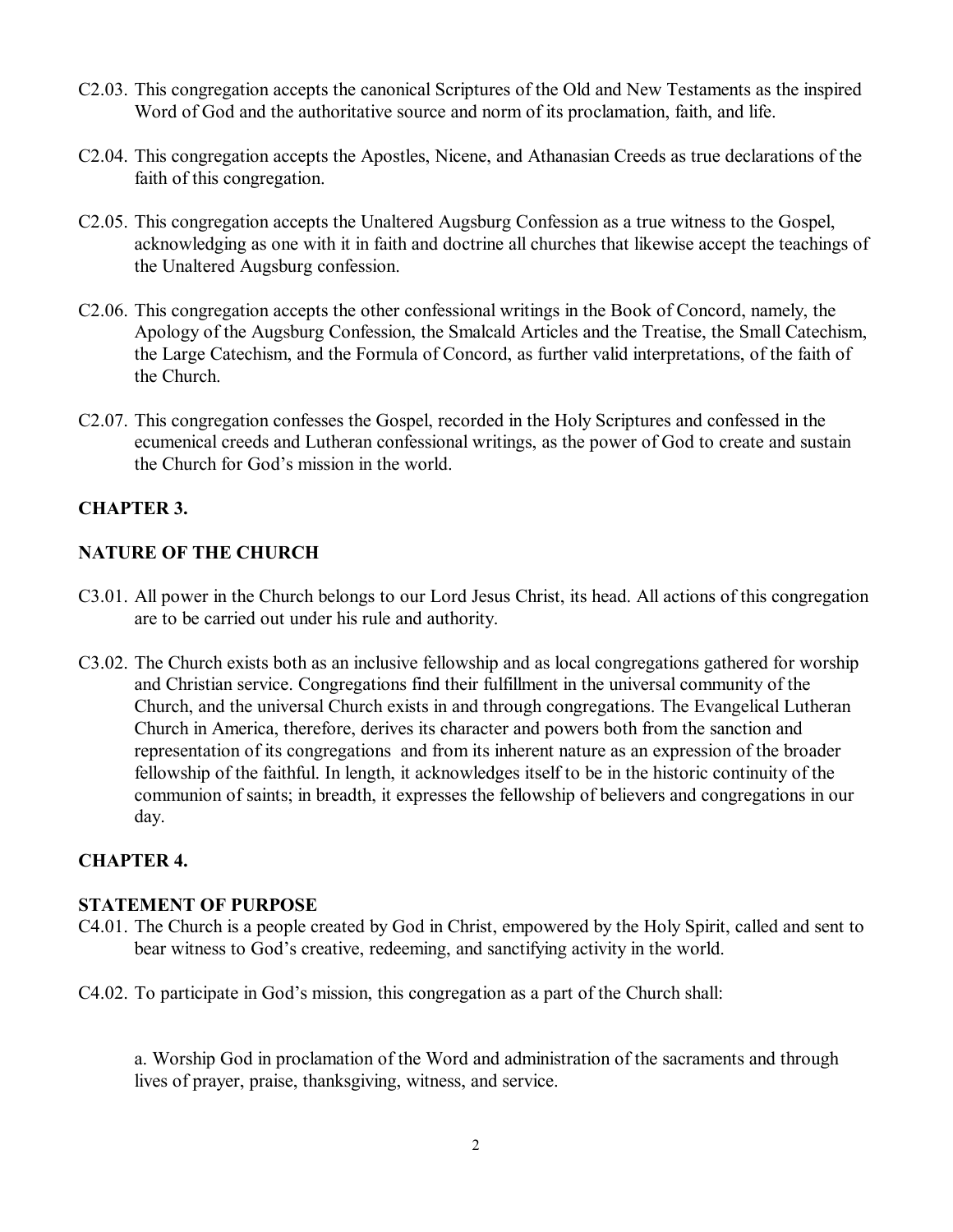C2.03. This congregation accepts the canonical Scriptures of the Old and New Testaments as the inspired Word of God and the authoritative source and norm of its proclamation, faith, and life.

C2.04. This congregation accepts the Apostles, Nicene, and Athanasian Creeds as true declarations of the faith of this congregation.

C2.05. This congregation accepts the Unaltered Augsburg Confession as a true witness to the Gospel, acknowledging as one with it in faith and doctrine all churches that likewise accept the teachings of the Unaltered Augsburg confession.

C2.06. This congregation accepts the other confessional writings in the Book of Concord, namely, the Apology of the Augsburg Confession, the Smalcald Articles and the Treatise, the Small Catechism, the Large Catechism, and the Formula of Concord, as further valid interpretations, of the faith of the Church.

C2.07. This congregation confesses the Gospel, recorded in the Holy Scriptures and confessed in the ecumenical creeds and Lutheran confessional writings, as the power of God to create and sustain the Church for God's mission in the world.

## CHAPTER 3.

## NATURE OF THE CHURCH

C3.01. All power in the Church belongs to our Lord Jesus Christ, its head. All actions of this congregation are to be carried out under his rule and authority.

C3.02. The Church exists both as an inclusive fellowship and as local congregations gathered for worship and Christian service. Congregations find their fulfillment in the universal community of the Church, and the universal Church exists in and through congregations. The Evangelical Lutheran Church in America, therefore, derives its character and powers both from the sanction and representation of its congregations and from its inherent nature as an expression of the broader fellowship of the faithful. In length, it acknowledges itself to be in the historic continuity of the communion of saints; in breadth, it expresses the fellowship of believers and congregations in our day.

## CHAPTER 4.

## STATEMENT OF PURPOSE

C4.01. The Church is a people created by God in Christ, empowered by the Holy Spirit, called and sent to bear witness to God's creative, redeeming, and sanctifying activity in the world.

C4.02. To participate in God's mission, this congregation as a part of the Church shall:

a. Worship God in proclamation of the Word and administration of the sacraments and through lives of prayer, praise, thanksgiving, witness, and service.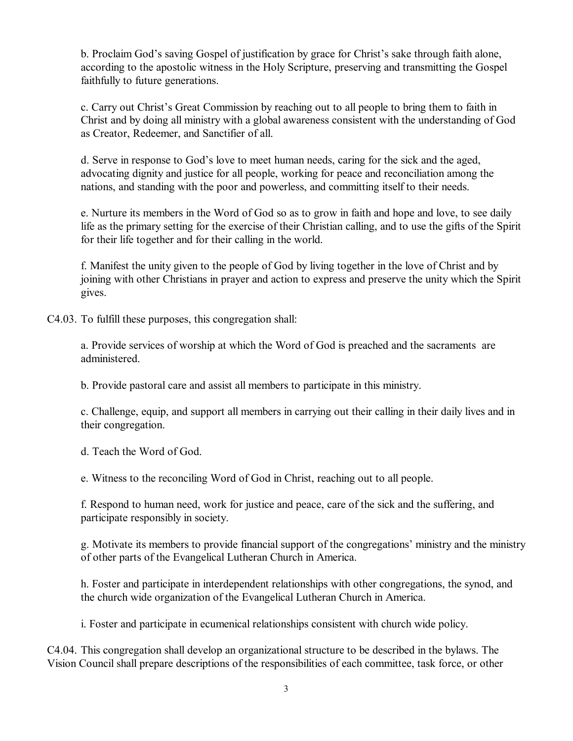b. Proclaim God's saving Gospel of justification by grace for Christ's sake through faith alone, according to the apostolic witness in the Holy Scripture, preserving and transmitting the Gospel faithfully to future generations.

c. Carry out Christ's Great Commission by reaching out to all people to bring them to faith in Christ and by doing all ministry with a global awareness consistent with the understanding of God as Creator, Redeemer, and Sanctifier of all.

d. Serve in response to God's love to meet human needs, caring for the sick and the aged, advocating dignity and justice for all people, working for peace and reconciliation among the nations, and standing with the poor and powerless, and committing itself to their needs.

e. Nurture its members in the Word of God so as to grow in faith and hope and love, to see daily life as the primary setting for the exercise of their Christian calling, and to use the gifts of the Spirit for their life together and for their calling in the world.

f. Manifest the unity given to the people of God by living together in the love of Christ and by joining with other Christians in prayer and action to express and preserve the unity which the Spirit gives.

C4.03. To fulfill these purposes, this congregation shall:

a. Provide services of worship at which the Word of God is preached and the sacraments are administered.

b. Provide pastoral care and assist all members to participate in this ministry.

c. Challenge, equip, and support all members in carrying out their calling in their daily lives and in their congregation.

d. Teach the Word of God.

e. Witness to the reconciling Word of God in Christ, reaching out to all people.

f. Respond to human need, work for justice and peace, care of the sick and the suffering, and participate responsibly in society.

g. Motivate its members to provide financial support of the congregations' ministry and the ministry of other parts of the Evangelical Lutheran Church in America.

h. Foster and participate in interdependent relationships with other congregations, the synod, and the church wide organization of the Evangelical Lutheran Church in America.

i. Foster and participate in ecumenical relationships consistent with church wide policy.

C4.04. This congregation shall develop an organizational structure to be described in the bylaws. The Vision Council shall prepare descriptions of the responsibilities of each committee, task force, or other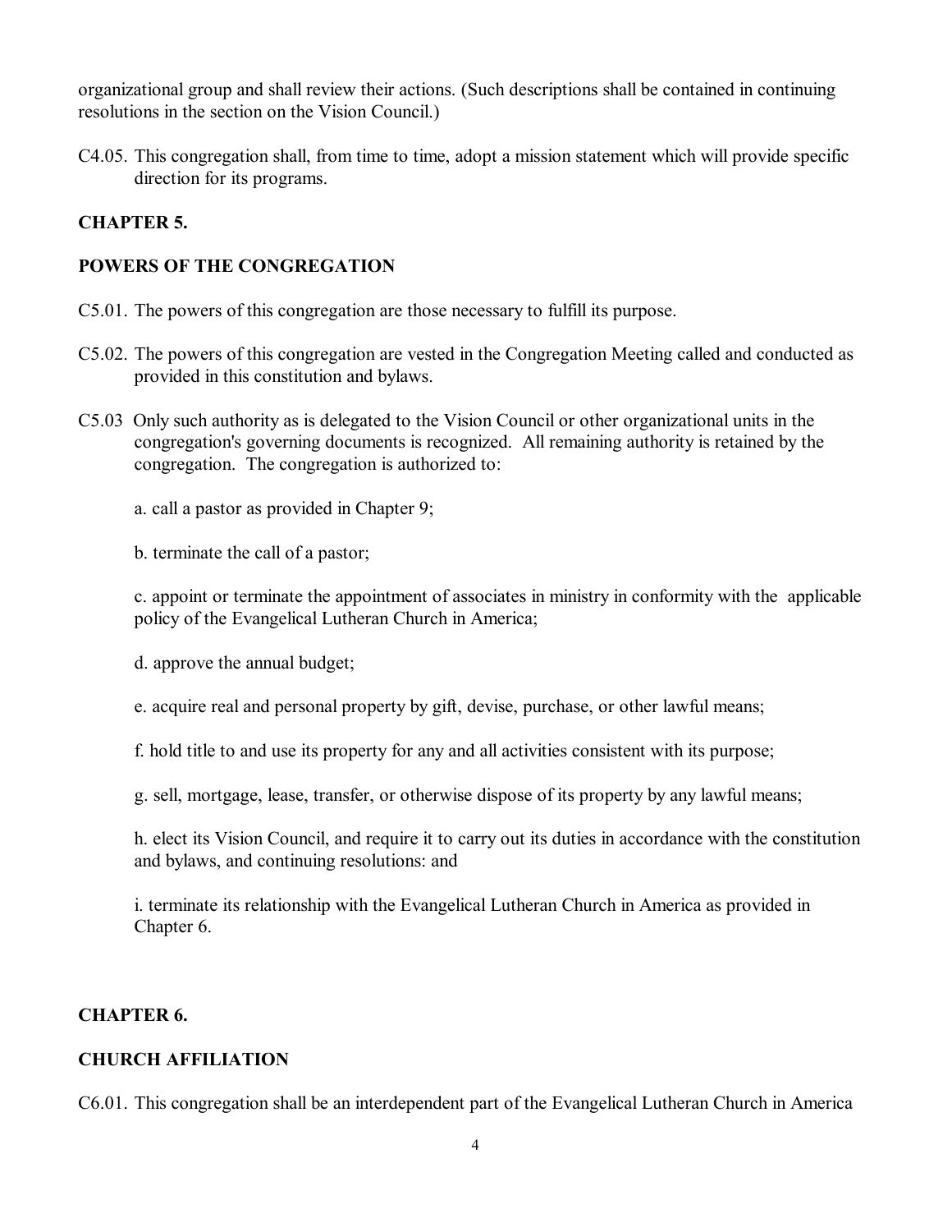organizational group and shall review their actions. (Such descriptions shall be contained in continuing resolutions in the section on the Vision Council.)

C4.05. This congregation shall, from time to time, adopt a mission statement which will provide specific direction for its programs.

## CHAPTER 5.

## POWERS OF THE CONGREGATION

C5.01. The powers of this congregation are those necessary to fulfill its purpose.

C5.02. The powers of this congregation are vested in the Congregation Meeting called and conducted as provided in this constitution and bylaws.

C5.03 Only such authority as is delegated to the Vision Council or other organizational units in the congregation's governing documents is recognized. All remaining authority is retained by the congregation. The congregation is authorized to:

a. call a pastor as provided in Chapter 9;

b. terminate the call of a pastor;

c. appoint or terminate the appointment of associates in ministry in conformity with the applicable policy of the Evangelical Lutheran Church in America;

d. approve the annual budget;

e. acquire real and personal property by gift, devise, purchase, or other lawful means;

f. hold title to and use its property for any and all activities consistent with its purpose;

g. sell, mortgage, lease, transfer, or otherwise dispose of its property by any lawful means;

h. elect its Vision Council, and require it to carry out its duties in accordance with the constitution and bylaws, and continuing resolutions: and

i. terminate its relationship with the Evangelical Lutheran Church in America as provided in Chapter 6.

## CHAPTER 6.

## CHURCH AFFILIATION

C6.01. This congregation shall be an interdependent part of the Evangelical Lutheran Church in America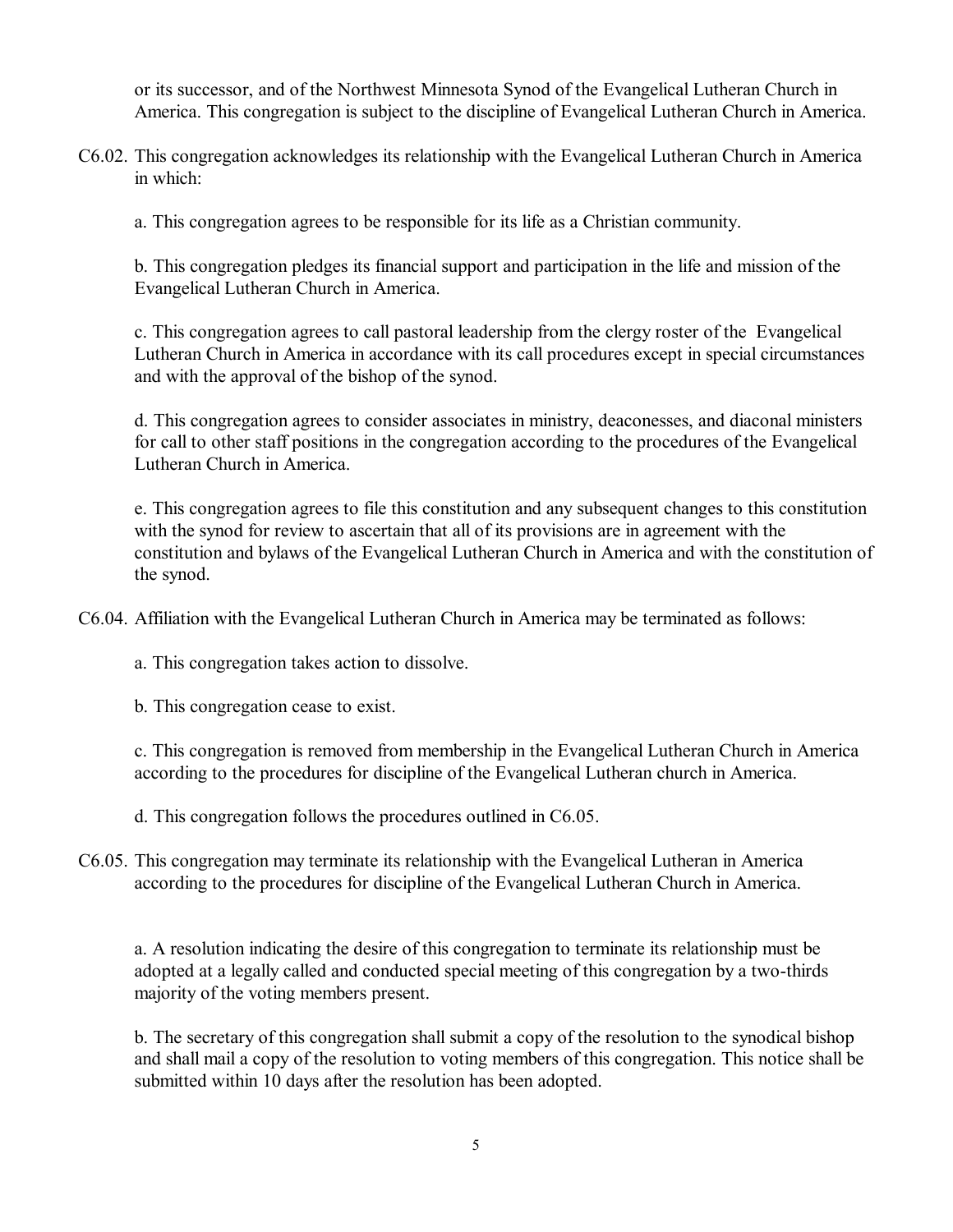or its successor, and of the Northwest Minnesota Synod of the Evangelical Lutheran Church in America. This congregation is subject to the discipline of Evangelical Lutheran Church in America.

C6.02. This congregation acknowledges its relationship with the Evangelical Lutheran Church in America in which:

a. This congregation agrees to be responsible for its life as a Christian community.

b. This congregation pledges its financial support and participation in the life and mission of the Evangelical Lutheran Church in America.

c. This congregation agrees to call pastoral leadership from the clergy roster of the Evangelical Lutheran Church in America in accordance with its call procedures except in special circumstances and with the approval of the bishop of the synod.

d. This congregation agrees to consider associates in ministry, deaconesses, and diaconal ministers for call to other staff positions in the congregation according to the procedures of the Evangelical Lutheran Church in America.

e. This congregation agrees to file this constitution and any subsequent changes to this constitution with the synod for review to ascertain that all of its provisions are in agreement with the constitution and bylaws of the Evangelical Lutheran Church in America and with the constitution of the synod.

C6.04. Affiliation with the Evangelical Lutheran Church in America may be terminated as follows:

a. This congregation takes action to dissolve.

b. This congregation cease to exist.

c. This congregation is removed from membership in the Evangelical Lutheran Church in America according to the procedures for discipline of the Evangelical Lutheran church in America.

d. This congregation follows the procedures outlined in C6.05.

C6.05. This congregation may terminate its relationship with the Evangelical Lutheran in America according to the procedures for discipline of the Evangelical Lutheran Church in America.

a. A resolution indicating the desire of this congregation to terminate its relationship must be adopted at a legally called and conducted special meeting of this congregation by a two-thirds majority of the voting members present.

b. The secretary of this congregation shall submit a copy of the resolution to the synodical bishop and shall mail a copy of the resolution to voting members of this congregation. This notice shall be submitted within 10 days after the resolution has been adopted.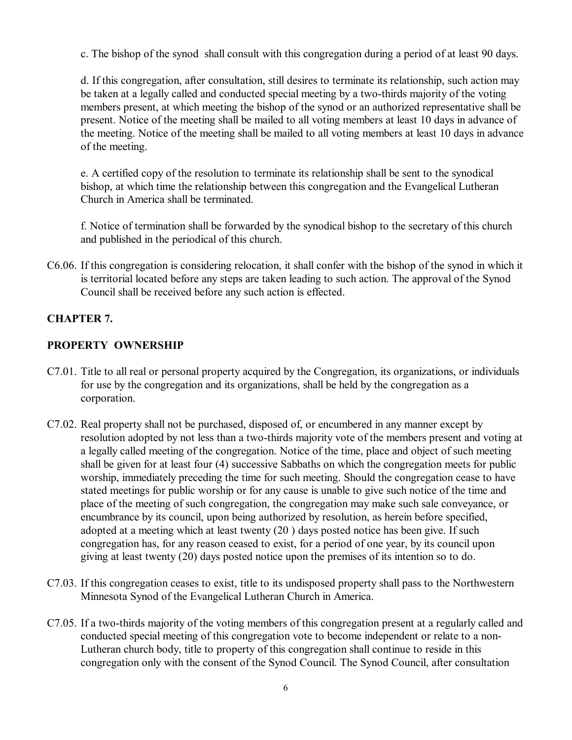c. The bishop of the synod  shall consult with this congregation during a period of at least 90 days.

d. If this congregation, after consultation, still desires to terminate its relationship, such action may be taken at a legally called and conducted special meeting by a two-thirds majority of the voting members present, at which meeting the bishop of the synod or an authorized representative shall be present. Notice of the meeting shall be mailed to all voting members at least 10 days in advance of the meeting. Notice of the meeting shall be mailed to all voting members at least 10 days in advance of the meeting.

e. A certified copy of the resolution to terminate its relationship shall be sent to the synodical bishop, at which time the relationship between this congregation and the Evangelical Lutheran Church in America shall be terminated.

f. Notice of termination shall be forwarded by the synodical bishop to the secretary of this church and published in the periodical of this church.

C6.06. If this congregation is considering relocation, it shall confer with the bishop of the synod in which it is territorial located before any steps are taken leading to such action. The approval of the Synod Council shall be received before any such action is effected.

## CHAPTER 7.

## PROPERTY  OWNERSHIP

C7.01. Title to all real or personal property acquired by the Congregation, its organizations, or individuals for use by the congregation and its organizations, shall be held by the congregation as a corporation.

C7.02. Real property shall not be purchased, disposed of, or encumbered in any manner except by resolution adopted by not less than a two-thirds majority vote of the members present and voting at a legally called meeting of the congregation. Notice of the time, place and object of such meeting shall be given for at least four (4) successive Sabbaths on which the congregation meets for public worship, immediately preceding the time for such meeting. Should the congregation cease to have stated meetings for public worship or for any cause is unable to give such notice of the time and place of the meeting of such congregation, the congregation may make such sale conveyance, or encumbrance by its council, upon being authorized by resolution, as herein before specified, adopted at a meeting which at least twenty (20 ) days posted notice has been give. If such congregation has, for any reason ceased to exist, for a period of one year, by its council upon giving at least twenty (20) days posted notice upon the premises of its intention so to do.

C7.03. If this congregation ceases to exist, title to its undisposed property shall pass to the Northwestern Minnesota Synod of the Evangelical Lutheran Church in America.

C7.05. If a two-thirds majority of the voting members of this congregation present at a regularly called and conducted special meeting of this congregation vote to become independent or relate to a non-Lutheran church body, title to property of this congregation shall continue to reside in this congregation only with the consent of the Synod Council. The Synod Council, after consultation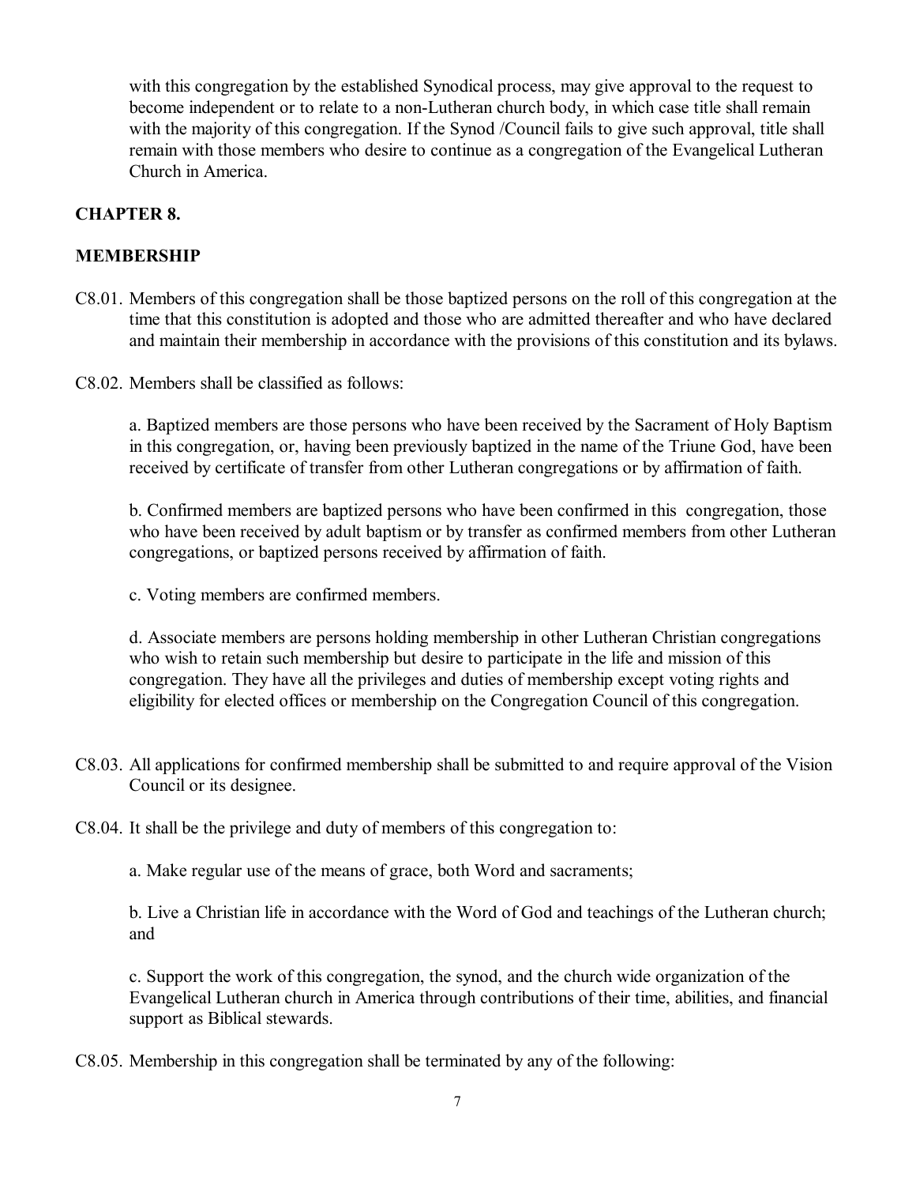with this congregation by the established Synodical process, may give approval to the request to become independent or to relate to a non-Lutheran church body, in which case title shall remain with the majority of this congregation. If the Synod /Council fails to give such approval, title shall remain with those members who desire to continue as a congregation of the Evangelical Lutheran Church in America.

## CHAPTER 8.

## MEMBERSHIP

C8.01. Members of this congregation shall be those baptized persons on the roll of this congregation at the time that this constitution is adopted and those who are admitted thereafter and who have declared and maintain their membership in accordance with the provisions of this constitution and its bylaws.

C8.02. Members shall be classified as follows:

a. Baptized members are those persons who have been received by the Sacrament of Holy Baptism in this congregation, or, having been previously baptized in the name of the Triune God, have been received by certificate of transfer from other Lutheran congregations or by affirmation of faith.

b. Confirmed members are baptized persons who have been confirmed in this congregation, those who have been received by adult baptism or by transfer as confirmed members from other Lutheran congregations, or baptized persons received by affirmation of faith.

c. Voting members are confirmed members.

d. Associate members are persons holding membership in other Lutheran Christian congregations who wish to retain such membership but desire to participate in the life and mission of this congregation. They have all the privileges and duties of membership except voting rights and eligibility for elected offices or membership on the Congregation Council of this congregation.

C8.03. All applications for confirmed membership shall be submitted to and require approval of the Vision Council or its designee.

C8.04. It shall be the privilege and duty of members of this congregation to:

a. Make regular use of the means of grace, both Word and sacraments;

b. Live a Christian life in accordance with the Word of God and teachings of the Lutheran church; and

c. Support the work of this congregation, the synod, and the church wide organization of the Evangelical Lutheran church in America through contributions of their time, abilities, and financial support as Biblical stewards.

C8.05. Membership in this congregation shall be terminated by any of the following: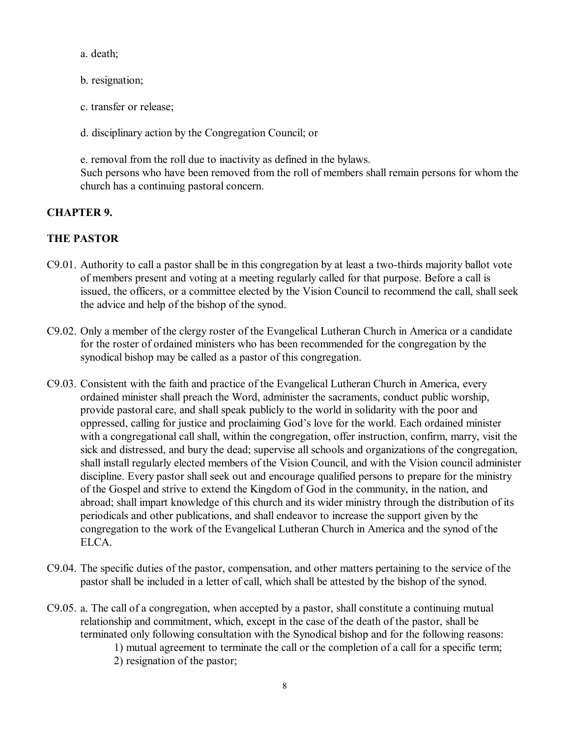a. death;

b. resignation;

c. transfer or release;

d. disciplinary action by the Congregation Council; or

e. removal from the roll due to inactivity as defined in the bylaws.
Such persons who have been removed from the roll of members shall remain persons for whom the church has a continuing pastoral concern.

**CHAPTER 9.**

**THE PASTOR**

C9.01. Authority to call a pastor shall be in this congregation by at least a two-thirds majority ballot vote of members present and voting at a meeting regularly called for that purpose. Before a call is issued, the officers, or a committee elected by the Vision Council to recommend the call, shall seek the advice and help of the bishop of the synod.

C9.02. Only a member of the clergy roster of the Evangelical Lutheran Church in America or a candidate for the roster of ordained ministers who has been recommended for the congregation by the synodical bishop may be called as a pastor of this congregation.

C9.03. Consistent with the faith and practice of the Evangelical Lutheran Church in America, every ordained minister shall preach the Word, administer the sacraments, conduct public worship, provide pastoral care, and shall speak publicly to the world in solidarity with the poor and oppressed, calling for justice and proclaiming God's love for the world. Each ordained minister with a congregational call shall, within the congregation, offer instruction, confirm, marry, visit the sick and distressed, and bury the dead; supervise all schools and organizations of the congregation, shall install regularly elected members of the Vision Council, and with the Vision council administer discipline. Every pastor shall seek out and encourage qualified persons to prepare for the ministry of the Gospel and strive to extend the Kingdom of God in the community, in the nation, and abroad; shall impart knowledge of this church and its wider ministry through the distribution of its periodicals and other publications, and shall endeavor to increase the support given by the congregation to the work of the Evangelical Lutheran Church in America and the synod of the ELCA.

C9.04. The specific duties of the pastor, compensation, and other matters pertaining to the service of the pastor shall be included in a letter of call, which shall be attested by the bishop of the synod.

C9.05. a. The call of a congregation, when accepted by a pastor, shall constitute a continuing mutual relationship and commitment, which, except in the case of the death of the pastor, shall be terminated only following consultation with the Synodical bishop and for the following reasons:

1) mutual agreement to terminate the call or the completion of a call for a specific term;
2) resignation of the pastor;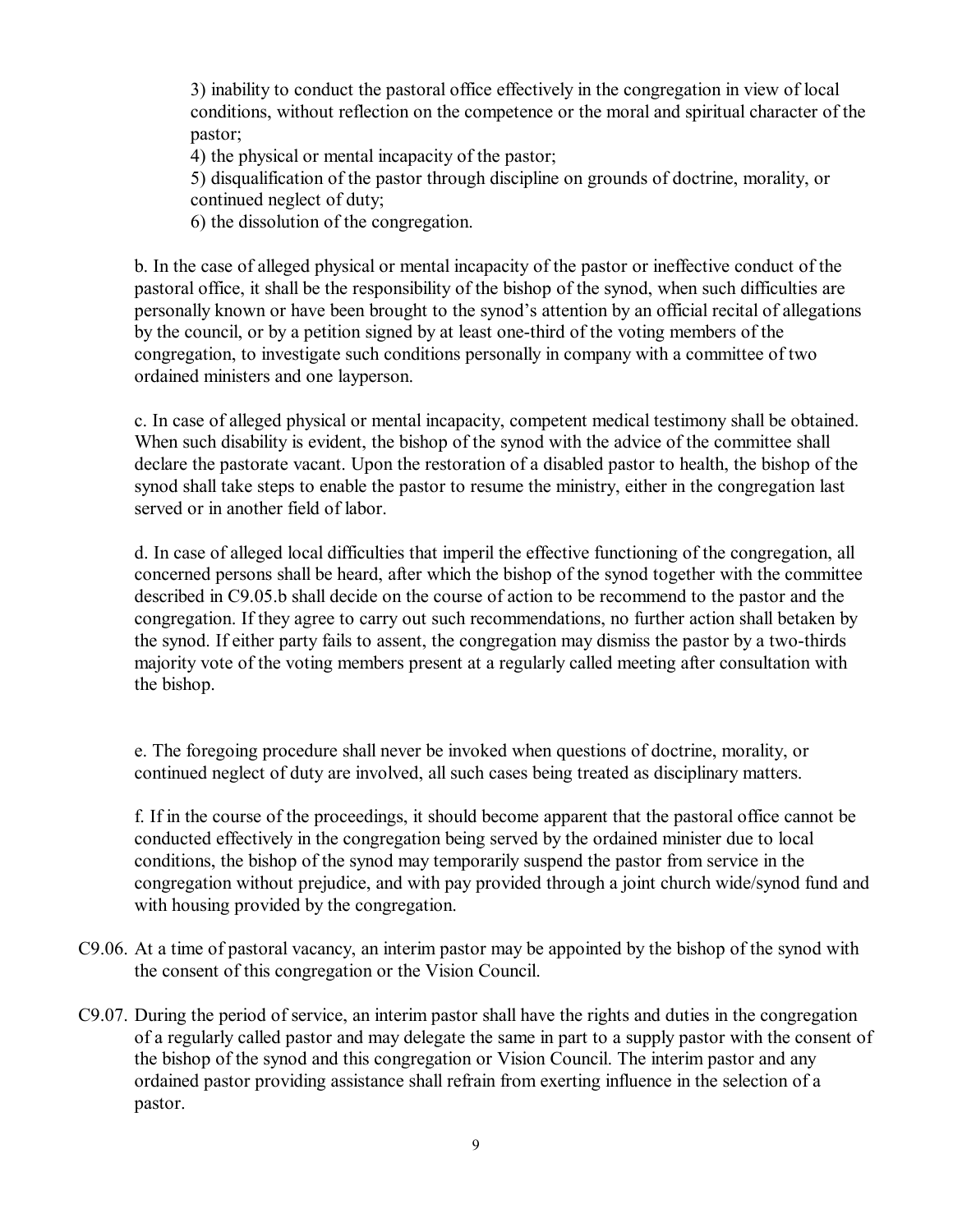3) inability to conduct the pastoral office effectively in the congregation in view of local conditions, without reflection on the competence or the moral and spiritual character of the pastor;

4) the physical or mental incapacity of the pastor;

5) disqualification of the pastor through discipline on grounds of doctrine, morality, or continued neglect of duty;

6) the dissolution of the congregation.

b. In the case of alleged physical or mental incapacity of the pastor or ineffective conduct of the pastoral office, it shall be the responsibility of the bishop of the synod, when such difficulties are personally known or have been brought to the synod's attention by an official recital of allegations by the council, or by a petition signed by at least one-third of the voting members of the congregation, to investigate such conditions personally in company with a committee of two ordained ministers and one layperson.

c. In case of alleged physical or mental incapacity, competent medical testimony shall be obtained. When such disability is evident, the bishop of the synod with the advice of the committee shall declare the pastorate vacant. Upon the restoration of a disabled pastor to health, the bishop of the synod shall take steps to enable the pastor to resume the ministry, either in the congregation last served or in another field of labor.

d. In case of alleged local difficulties that imperil the effective functioning of the congregation, all concerned persons shall be heard, after which the bishop of the synod together with the committee described in C9.05.b shall decide on the course of action to be recommend to the pastor and the congregation. If they agree to carry out such recommendations, no further action shall betaken by the synod. If either party fails to assent, the congregation may dismiss the pastor by a two-thirds majority vote of the voting members present at a regularly called meeting after consultation with the bishop.

e. The foregoing procedure shall never be invoked when questions of doctrine, morality, or continued neglect of duty are involved, all such cases being treated as disciplinary matters.

f. If in the course of the proceedings, it should become apparent that the pastoral office cannot be conducted effectively in the congregation being served by the ordained minister due to local conditions, the bishop of the synod may temporarily suspend the pastor from service in the congregation without prejudice, and with pay provided through a joint church wide/synod fund and with housing provided by the congregation.

C9.06. At a time of pastoral vacancy, an interim pastor may be appointed by the bishop of the synod with the consent of this congregation or the Vision Council.

C9.07. During the period of service, an interim pastor shall have the rights and duties in the congregation of a regularly called pastor and may delegate the same in part to a supply pastor with the consent of the bishop of the synod and this congregation or Vision Council. The interim pastor and any ordained pastor providing assistance shall refrain from exerting influence in the selection of a pastor.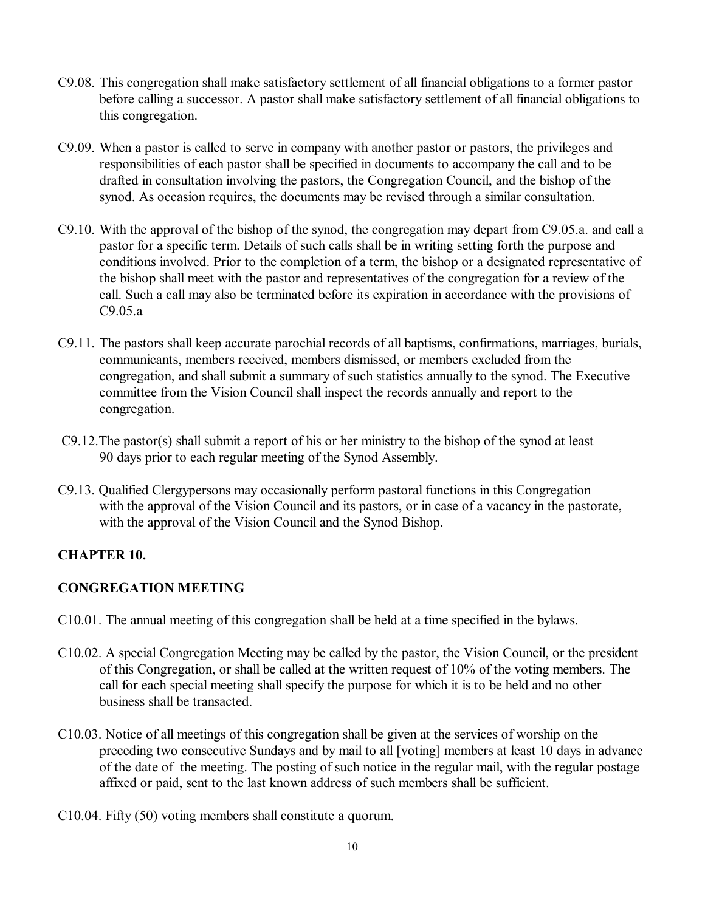C9.08. This congregation shall make satisfactory settlement of all financial obligations to a former pastor before calling a successor. A pastor shall make satisfactory settlement of all financial obligations to this congregation.

C9.09. When a pastor is called to serve in company with another pastor or pastors, the privileges and responsibilities of each pastor shall be specified in documents to accompany the call and to be drafted in consultation involving the pastors, the Congregation Council, and the bishop of the synod. As occasion requires, the documents may be revised through a similar consultation.

C9.10. With the approval of the bishop of the synod, the congregation may depart from C9.05.a. and call a pastor for a specific term. Details of such calls shall be in writing setting forth the purpose and conditions involved. Prior to the completion of a term, the bishop or a designated representative of the bishop shall meet with the pastor and representatives of the congregation for a review of the call. Such a call may also be terminated before its expiration in accordance with the provisions of C9.05.a

C9.11. The pastors shall keep accurate parochial records of all baptisms, confirmations, marriages, burials, communicants, members received, members dismissed, or members excluded from the congregation, and shall submit a summary of such statistics annually to the synod. The Executive committee from the Vision Council shall inspect the records annually and report to the congregation.

C9.12. The pastor(s) shall submit a report of his or her ministry to the bishop of the synod at least 90 days prior to each regular meeting of the Synod Assembly.

C9.13. Qualified Clergypersons may occasionally perform pastoral functions in this Congregation with the approval of the Vision Council and its pastors, or in case of a vacancy in the pastorate, with the approval of the Vision Council and the Synod Bishop.

## CHAPTER 10.

## CONGREGATION MEETING

C10.01. The annual meeting of this congregation shall be held at a time specified in the bylaws.

C10.02. A special Congregation Meeting may be called by the pastor, the Vision Council, or the president of this Congregation, or shall be called at the written request of 10% of the voting members. The call for each special meeting shall specify the purpose for which it is to be held and no other business shall be transacted.

C10.03. Notice of all meetings of this congregation shall be given at the services of worship on the preceding two consecutive Sundays and by mail to all [voting] members at least 10 days in advance of the date of the meeting. The posting of such notice in the regular mail, with the regular postage affixed or paid, sent to the last known address of such members shall be sufficient.

C10.04. Fifty (50) voting members shall constitute a quorum.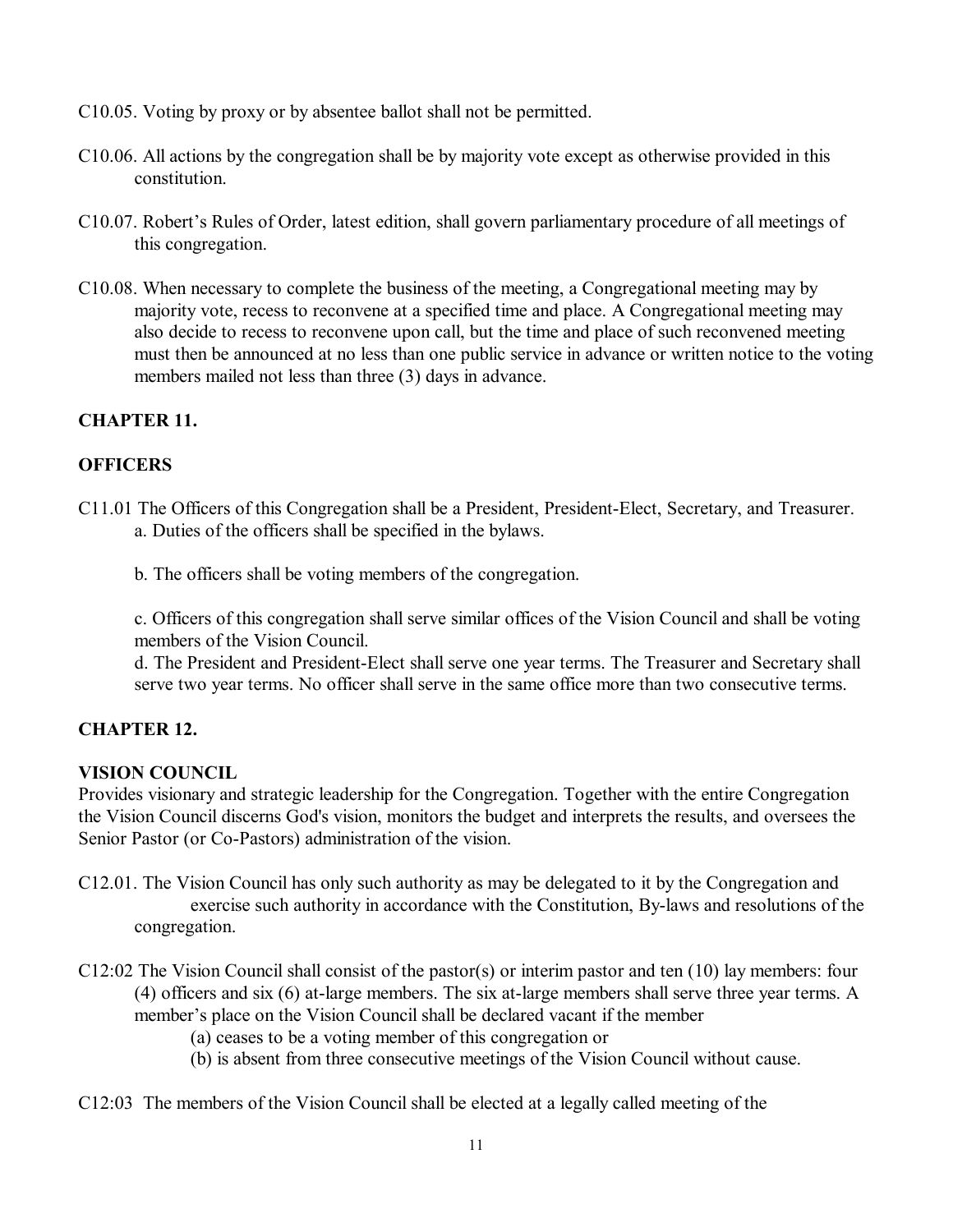C10.05. Voting by proxy or by absentee ballot shall not be permitted.

C10.06. All actions by the congregation shall be by majority vote except as otherwise provided in this constitution.

C10.07. Robert's Rules of Order, latest edition, shall govern parliamentary procedure of all meetings of this congregation.

C10.08. When necessary to complete the business of the meeting, a Congregational meeting may by majority vote, recess to reconvene at a specified time and place. A Congregational meeting may also decide to recess to reconvene upon call, but the time and place of such reconvened meeting must then be announced at no less than one public service in advance or written notice to the voting members mailed not less than three (3) days in advance.

## CHAPTER 11.

## OFFICERS

C11.01 The Officers of this Congregation shall be a President, President-Elect, Secretary, and Treasurer.

a. Duties of the officers shall be specified in the bylaws.

b. The officers shall be voting members of the congregation.

c. Officers of this congregation shall serve similar offices of the Vision Council and shall be voting members of the Vision Council.

d. The President and President-Elect shall serve one year terms. The Treasurer and Secretary shall serve two year terms. No officer shall serve in the same office more than two consecutive terms.

## CHAPTER 12.

## VISION COUNCIL

Provides visionary and strategic leadership for the Congregation. Together with the entire Congregation the Vision Council discerns God's vision, monitors the budget and interprets the results, and oversees the Senior Pastor (or Co-Pastors) administration of the vision.

C12.01. The Vision Council has only such authority as may be delegated to it by the Congregation and exercise such authority in accordance with the Constitution, By-laws and resolutions of the congregation.

C12:02 The Vision Council shall consist of the pastor(s) or interim pastor and ten (10) lay members: four (4) officers and six (6) at-large members. The six at-large members shall serve three year terms. A member's place on the Vision Council shall be declared vacant if the member

(a) ceases to be a voting member of this congregation or

(b) is absent from three consecutive meetings of the Vision Council without cause.

C12:03 The members of the Vision Council shall be elected at a legally called meeting of the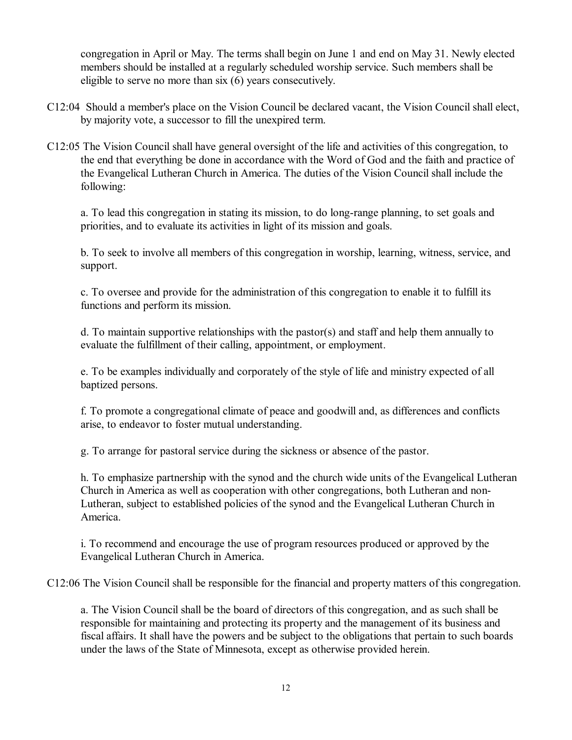congregation in April or May. The terms shall begin on June 1 and end on May 31. Newly elected members should be installed at a regularly scheduled worship service. Such members shall be eligible to serve no more than six (6) years consecutively.

C12:04 Should a member's place on the Vision Council be declared vacant, the Vision Council shall elect, by majority vote, a successor to fill the unexpired term.

C12:05 The Vision Council shall have general oversight of the life and activities of this congregation, to the end that everything be done in accordance with the Word of God and the faith and practice of the Evangelical Lutheran Church in America. The duties of the Vision Council shall include the following:

a. To lead this congregation in stating its mission, to do long-range planning, to set goals and priorities, and to evaluate its activities in light of its mission and goals.

b. To seek to involve all members of this congregation in worship, learning, witness, service, and support.

c. To oversee and provide for the administration of this congregation to enable it to fulfill its functions and perform its mission.

d. To maintain supportive relationships with the pastor(s) and staff and help them annually to evaluate the fulfillment of their calling, appointment, or employment.

e. To be examples individually and corporately of the style of life and ministry expected of all baptized persons.

f. To promote a congregational climate of peace and goodwill and, as differences and conflicts arise, to endeavor to foster mutual understanding.

g. To arrange for pastoral service during the sickness or absence of the pastor.

h. To emphasize partnership with the synod and the church wide units of the Evangelical Lutheran Church in America as well as cooperation with other congregations, both Lutheran and non-Lutheran, subject to established policies of the synod and the Evangelical Lutheran Church in America.

i. To recommend and encourage the use of program resources produced or approved by the Evangelical Lutheran Church in America.

C12:06 The Vision Council shall be responsible for the financial and property matters of this congregation.

a. The Vision Council shall be the board of directors of this congregation, and as such shall be responsible for maintaining and protecting its property and the management of its business and fiscal affairs. It shall have the powers and be subject to the obligations that pertain to such boards under the laws of the State of Minnesota, except as otherwise provided herein.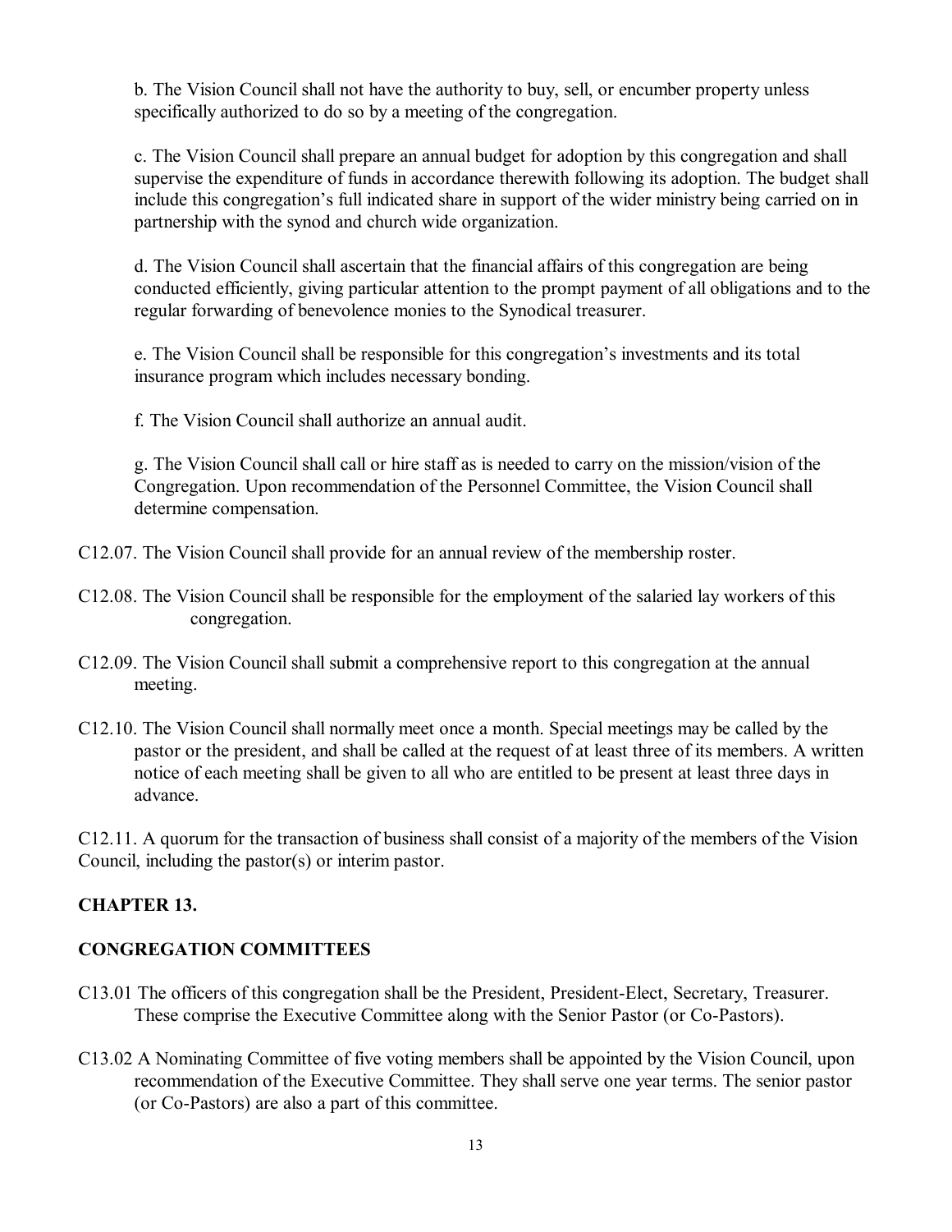b. The Vision Council shall not have the authority to buy, sell, or encumber property unless specifically authorized to do so by a meeting of the congregation.

c. The Vision Council shall prepare an annual budget for adoption by this congregation and shall supervise the expenditure of funds in accordance therewith following its adoption. The budget shall include this congregation's full indicated share in support of the wider ministry being carried on in partnership with the synod and church wide organization.

d. The Vision Council shall ascertain that the financial affairs of this congregation are being conducted efficiently, giving particular attention to the prompt payment of all obligations and to the regular forwarding of benevolence monies to the Synodical treasurer.

e. The Vision Council shall be responsible for this congregation's investments and its total insurance program which includes necessary bonding.

f. The Vision Council shall authorize an annual audit.

g. The Vision Council shall call or hire staff as is needed to carry on the mission/vision of the Congregation. Upon recommendation of the Personnel Committee, the Vision Council shall determine compensation.

C12.07. The Vision Council shall provide for an annual review of the membership roster.

C12.08. The Vision Council shall be responsible for the employment of the salaried lay workers of this congregation.

C12.09. The Vision Council shall submit a comprehensive report to this congregation at the annual meeting.

C12.10. The Vision Council shall normally meet once a month. Special meetings may be called by the pastor or the president, and shall be called at the request of at least three of its members. A written notice of each meeting shall be given to all who are entitled to be present at least three days in advance.

C12.11. A quorum for the transaction of business shall consist of a majority of the members of the Vision Council, including the pastor(s) or interim pastor.

## CHAPTER 13.

## CONGREGATION COMMITTEES

C13.01 The officers of this congregation shall be the President, President-Elect, Secretary, Treasurer. These comprise the Executive Committee along with the Senior Pastor (or Co-Pastors).

C13.02 A Nominating Committee of five voting members shall be appointed by the Vision Council, upon recommendation of the Executive Committee. They shall serve one year terms. The senior pastor (or Co-Pastors) are also a part of this committee.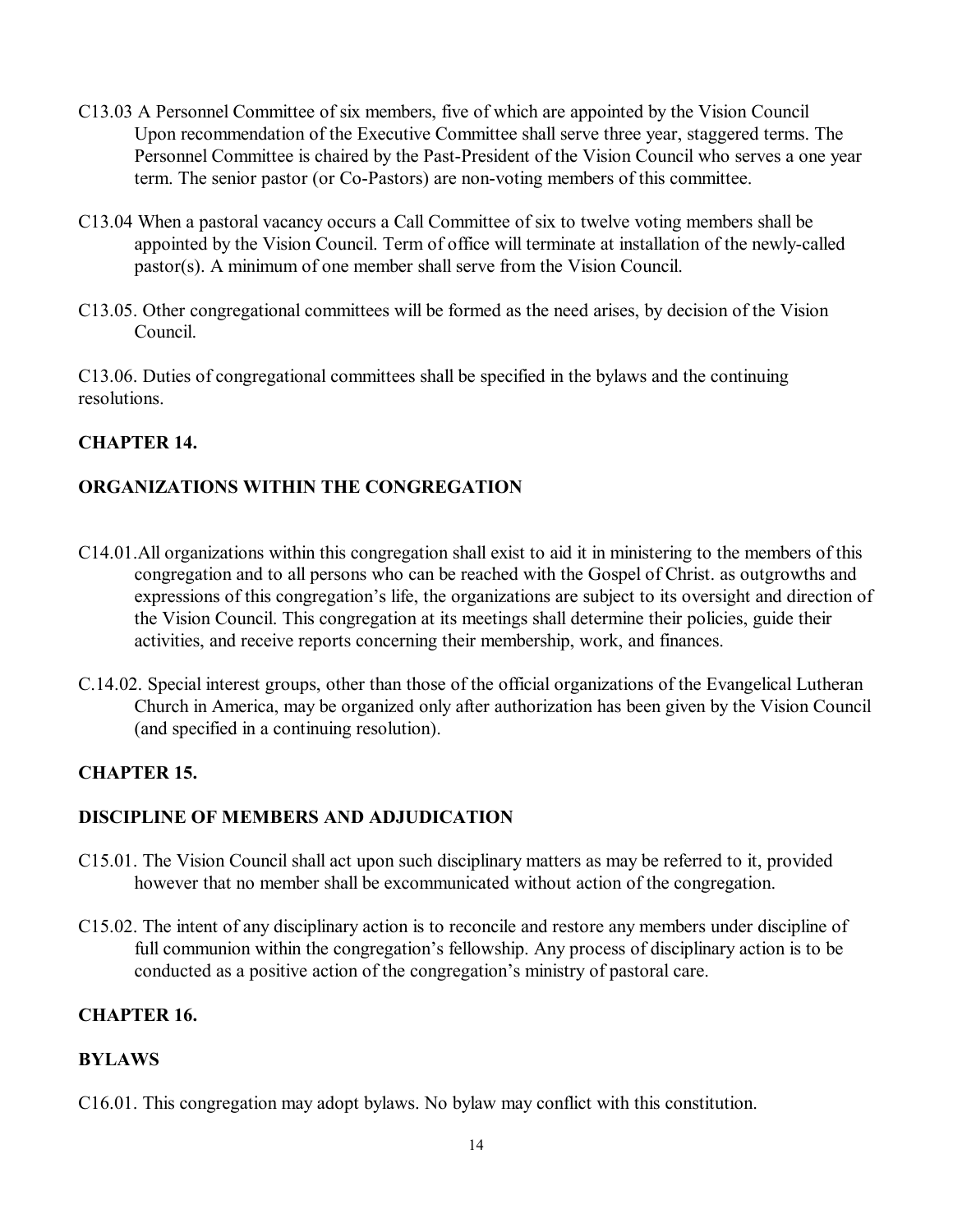C13.03 A Personnel Committee of six members, five of which are appointed by the Vision Council Upon recommendation of the Executive Committee shall serve three year, staggered terms. The Personnel Committee is chaired by the Past-President of the Vision Council who serves a one year term. The senior pastor (or Co-Pastors) are non-voting members of this committee.

C13.04 When a pastoral vacancy occurs a Call Committee of six to twelve voting members shall be appointed by the Vision Council. Term of office will terminate at installation of the newly-called pastor(s). A minimum of one member shall serve from the Vision Council.

C13.05. Other congregational committees will be formed as the need arises, by decision of the Vision Council.

C13.06. Duties of congregational committees shall be specified in the bylaws and the continuing resolutions.

## CHAPTER 14.

## ORGANIZATIONS WITHIN THE CONGREGATION

C14.01.All organizations within this congregation shall exist to aid it in ministering to the members of this congregation and to all persons who can be reached with the Gospel of Christ. as outgrowths and expressions of this congregation's life, the organizations are subject to its oversight and direction of the Vision Council. This congregation at its meetings shall determine their policies, guide their activities, and receive reports concerning their membership, work, and finances.

C.14.02. Special interest groups, other than those of the official organizations of the Evangelical Lutheran Church in America, may be organized only after authorization has been given by the Vision Council (and specified in a continuing resolution).

## CHAPTER 15.

## DISCIPLINE OF MEMBERS AND ADJUDICATION

C15.01. The Vision Council shall act upon such disciplinary matters as may be referred to it, provided however that no member shall be excommunicated without action of the congregation.

C15.02. The intent of any disciplinary action is to reconcile and restore any members under discipline of full communion within the congregation's fellowship. Any process of disciplinary action is to be conducted as a positive action of the congregation's ministry of pastoral care.

## CHAPTER 16.

## BYLAWS

C16.01. This congregation may adopt bylaws. No bylaw may conflict with this constitution.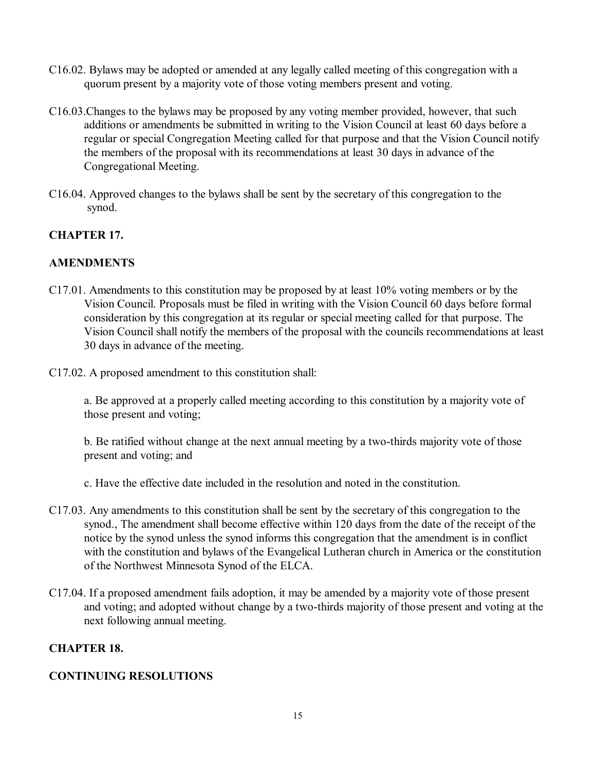C16.02. Bylaws may be adopted or amended at any legally called meeting of this congregation with a quorum present by a majority vote of those voting members present and voting.

C16.03.Changes to the bylaws may be proposed by any voting member provided, however, that such additions or amendments be submitted in writing to the Vision Council at least 60 days before a regular or special Congregation Meeting called for that purpose and that the Vision Council notify the members of the proposal with its recommendations at least 30 days in advance of the Congregational Meeting.

C16.04. Approved changes to the bylaws shall be sent by the secretary of this congregation to the synod.

**CHAPTER 17.**

**AMENDMENTS**

C17.01. Amendments to this constitution may be proposed by at least 10% voting members or by the Vision Council. Proposals must be filed in writing with the Vision Council 60 days before formal consideration by this congregation at its regular or special meeting called for that purpose. The Vision Council shall notify the members of the proposal with the councils recommendations at least 30 days in advance of the meeting.

C17.02. A proposed amendment to this constitution shall:

a. Be approved at a properly called meeting according to this constitution by a majority vote of those present and voting;

b. Be ratified without change at the next annual meeting by a two-thirds majority vote of those present and voting; and

c. Have the effective date included in the resolution and noted in the constitution.

C17.03. Any amendments to this constitution shall be sent by the secretary of this congregation to the synod., The amendment shall become effective within 120 days from the date of the receipt of the notice by the synod unless the synod informs this congregation that the amendment is in conflict with the constitution and bylaws of the Evangelical Lutheran church in America or the constitution of the Northwest Minnesota Synod of the ELCA.

C17.04. If a proposed amendment fails adoption, it may be amended by a majority vote of those present and voting; and adopted without change by a two-thirds majority of those present and voting at the next following annual meeting.

**CHAPTER 18.**

**CONTINUING RESOLUTIONS**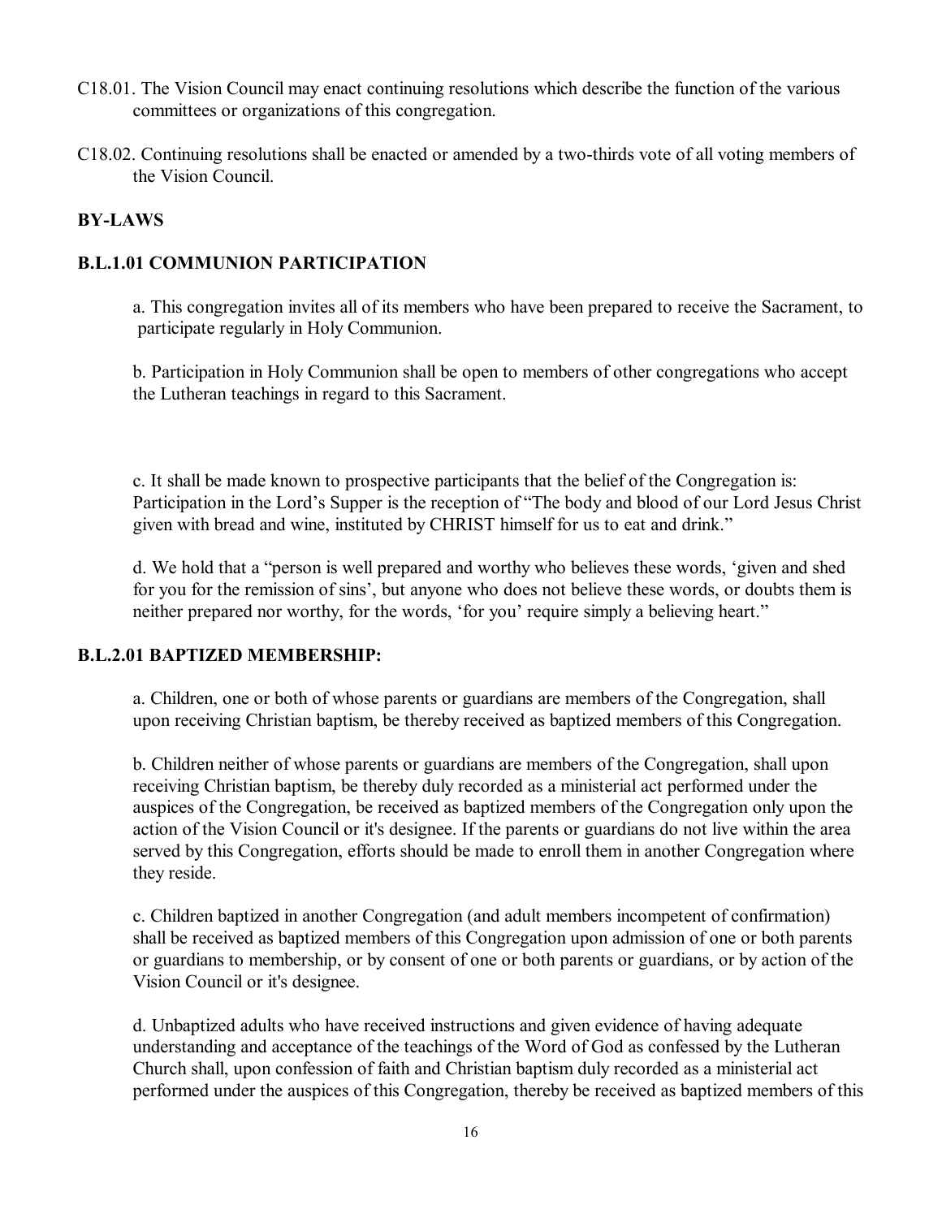C18.01. The Vision Council may enact continuing resolutions which describe the function of the various committees or organizations of this congregation.

C18.02. Continuing resolutions shall be enacted or amended by a two-thirds vote of all voting members of the Vision Council.

## BY-LAWS

### B.L.1.01 COMMUNION PARTICIPATION

a. This congregation invites all of its members who have been prepared to receive the Sacrament, to participate regularly in Holy Communion.

b. Participation in Holy Communion shall be open to members of other congregations who accept the Lutheran teachings in regard to this Sacrament.

c. It shall be made known to prospective participants that the belief of the Congregation is: Participation in the Lord's Supper is the reception of "The body and blood of our Lord Jesus Christ given with bread and wine, instituted by CHRIST himself for us to eat and drink."

d. We hold that a "person is well prepared and worthy who believes these words, 'given and shed for you for the remission of sins', but anyone who does not believe these words, or doubts them is neither prepared nor worthy, for the words, 'for you' require simply a believing heart."

### B.L.2.01 BAPTIZED MEMBERSHIP:

a. Children, one or both of whose parents or guardians are members of the Congregation, shall upon receiving Christian baptism, be thereby received as baptized members of this Congregation.

b. Children neither of whose parents or guardians are members of the Congregation, shall upon receiving Christian baptism, be thereby duly recorded as a ministerial act performed under the auspices of the Congregation, be received as baptized members of the Congregation only upon the action of the Vision Council or it's designee. If the parents or guardians do not live within the area served by this Congregation, efforts should be made to enroll them in another Congregation where they reside.

c. Children baptized in another Congregation (and adult members incompetent of confirmation) shall be received as baptized members of this Congregation upon admission of one or both parents or guardians to membership, or by consent of one or both parents or guardians, or by action of the Vision Council or it's designee.

d. Unbaptized adults who have received instructions and given evidence of having adequate understanding and acceptance of the teachings of the Word of God as confessed by the Lutheran Church shall, upon confession of faith and Christian baptism duly recorded as a ministerial act performed under the auspices of this Congregation, thereby be received as baptized members of this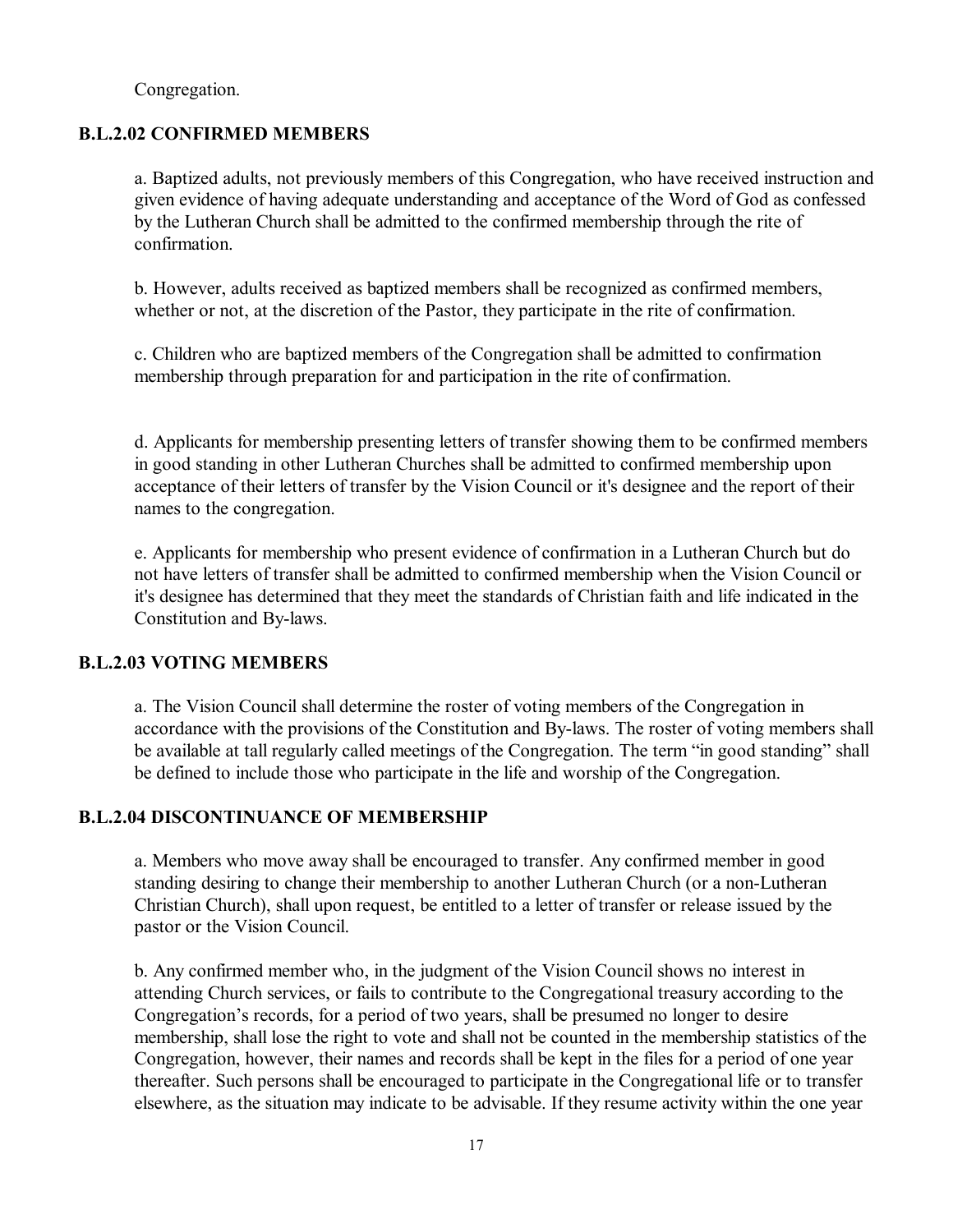Congregation.

### B.L.2.02 CONFIRMED MEMBERS

a. Baptized adults, not previously members of this Congregation, who have received instruction and given evidence of having adequate understanding and acceptance of the Word of God as confessed by the Lutheran Church shall be admitted to the confirmed membership through the rite of confirmation.

b. However, adults received as baptized members shall be recognized as confirmed members, whether or not, at the discretion of the Pastor, they participate in the rite of confirmation.

c. Children who are baptized members of the Congregation shall be admitted to confirmation membership through preparation for and participation in the rite of confirmation.

d. Applicants for membership presenting letters of transfer showing them to be confirmed members in good standing in other Lutheran Churches shall be admitted to confirmed membership upon acceptance of their letters of transfer by the Vision Council or it's designee and the report of their names to the congregation.

e. Applicants for membership who present evidence of confirmation in a Lutheran Church but do not have letters of transfer shall be admitted to confirmed membership when the Vision Council or it's designee has determined that they meet the standards of Christian faith and life indicated in the Constitution and By-laws.

### B.L.2.03 VOTING MEMBERS

a. The Vision Council shall determine the roster of voting members of the Congregation in accordance with the provisions of the Constitution and By-laws. The roster of voting members shall be available at tall regularly called meetings of the Congregation. The term "in good standing" shall be defined to include those who participate in the life and worship of the Congregation.

### B.L.2.04 DISCONTINUANCE OF MEMBERSHIP

a. Members who move away shall be encouraged to transfer. Any confirmed member in good standing desiring to change their membership to another Lutheran Church (or a non-Lutheran Christian Church), shall upon request, be entitled to a letter of transfer or release issued by the pastor or the Vision Council.

b. Any confirmed member who, in the judgment of the Vision Council shows no interest in attending Church services, or fails to contribute to the Congregational treasury according to the Congregation's records, for a period of two years, shall be presumed no longer to desire membership, shall lose the right to vote and shall not be counted in the membership statistics of the Congregation, however, their names and records shall be kept in the files for a period of one year thereafter. Such persons shall be encouraged to participate in the Congregational life or to transfer elsewhere, as the situation may indicate to be advisable. If they resume activity within the one year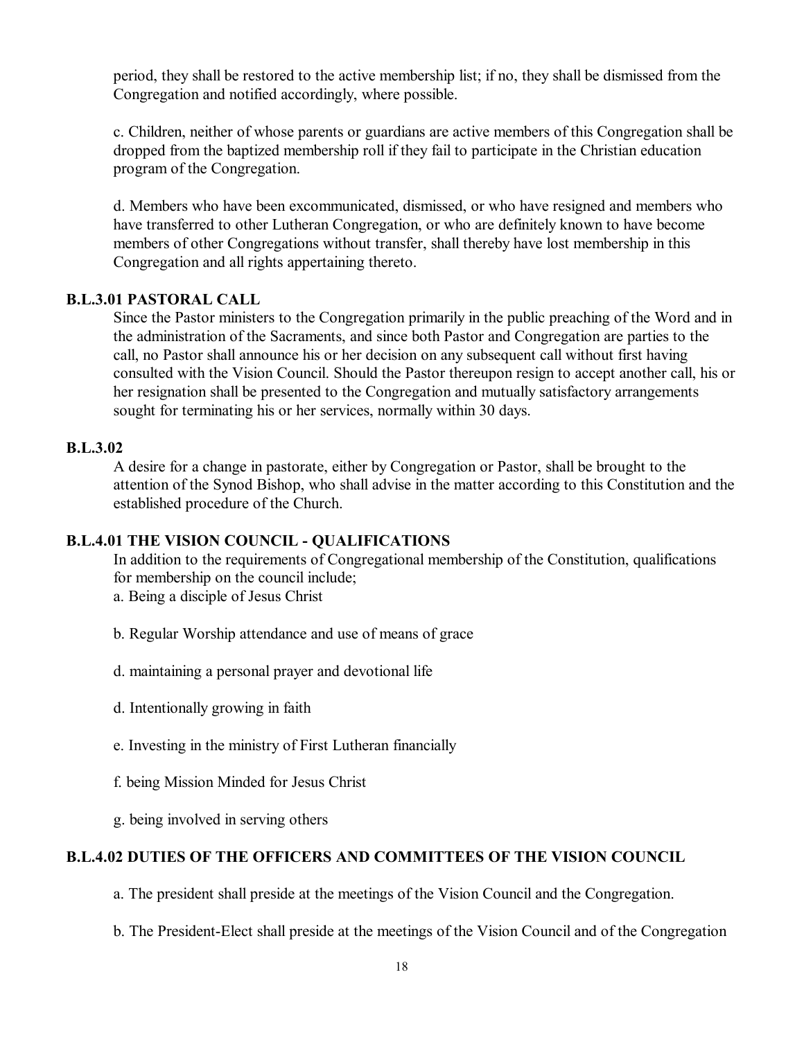period, they shall be restored to the active membership list; if no, they shall be dismissed from the Congregation and notified accordingly, where possible.

c. Children, neither of whose parents or guardians are active members of this Congregation shall be dropped from the baptized membership roll if they fail to participate in the Christian education program of the Congregation.

d. Members who have been excommunicated, dismissed, or who have resigned and members who have transferred to other Lutheran Congregation, or who are definitely known to have become members of other Congregations without transfer, shall thereby have lost membership in this Congregation and all rights appertaining thereto.

**B.L.3.01 PASTORAL CALL**

Since the Pastor ministers to the Congregation primarily in the public preaching of the Word and in the administration of the Sacraments, and since both Pastor and Congregation are parties to the call, no Pastor shall announce his or her decision on any subsequent call without first having consulted with the Vision Council. Should the Pastor thereupon resign to accept another call, his or her resignation shall be presented to the Congregation and mutually satisfactory arrangements sought for terminating his or her services, normally within 30 days.

**B.L.3.02**

A desire for a change in pastorate, either by Congregation or Pastor, shall be brought to the attention of the Synod Bishop, who shall advise in the matter according to this Constitution and the established procedure of the Church.

**B.L.4.01 THE VISION COUNCIL - QUALIFICATIONS**

In addition to the requirements of Congregational membership of the Constitution, qualifications for membership on the council include;

a. Being a disciple of Jesus Christ

b. Regular Worship attendance and use of means of grace

d. maintaining a personal prayer and devotional life

d. Intentionally growing in faith

e. Investing in the ministry of First Lutheran financially

f. being Mission Minded for Jesus Christ

g. being involved in serving others

**B.L.4.02 DUTIES OF THE OFFICERS AND COMMITTEES OF THE VISION COUNCIL**

a. The president shall preside at the meetings of the Vision Council and the Congregation.

b. The President-Elect shall preside at the meetings of the Vision Council and of the Congregation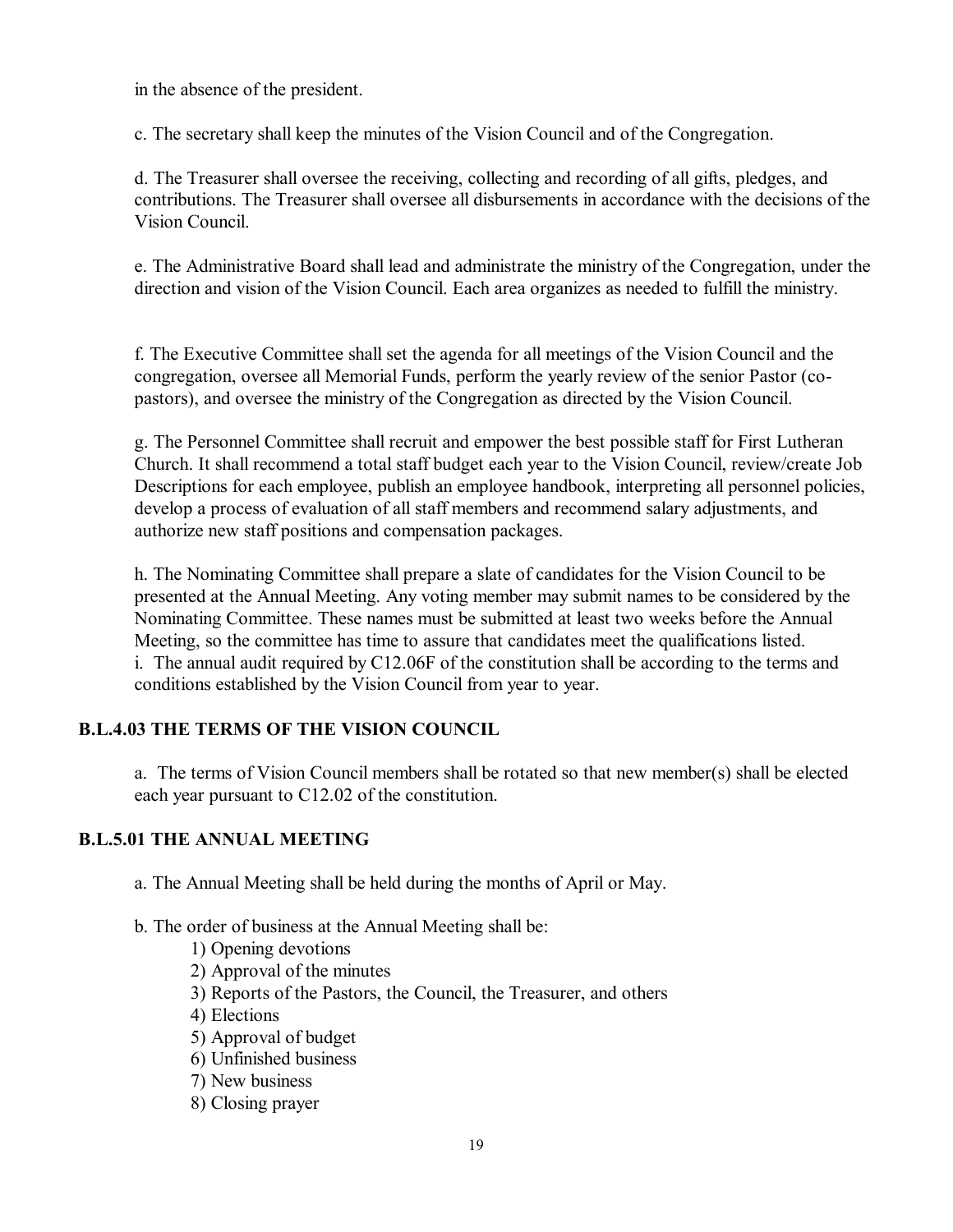in the absence of the president.

c. The secretary shall keep the minutes of the Vision Council and of the Congregation.

d. The Treasurer shall oversee the receiving, collecting and recording of all gifts, pledges, and contributions. The Treasurer shall oversee all disbursements in accordance with the decisions of the Vision Council.

e. The Administrative Board shall lead and administrate the ministry of the Congregation, under the direction and vision of the Vision Council. Each area organizes as needed to fulfill the ministry.

f. The Executive Committee shall set the agenda for all meetings of the Vision Council and the congregation, oversee all Memorial Funds, perform the yearly review of the senior Pastor (co-pastors), and oversee the ministry of the Congregation as directed by the Vision Council.

g. The Personnel Committee shall recruit and empower the best possible staff for First Lutheran Church. It shall recommend a total staff budget each year to the Vision Council, review/create Job Descriptions for each employee, publish an employee handbook, interpreting all personnel policies, develop a process of evaluation of all staff members and recommend salary adjustments, and authorize new staff positions and compensation packages.

h. The Nominating Committee shall prepare a slate of candidates for the Vision Council to be presented at the Annual Meeting. Any voting member may submit names to be considered by the Nominating Committee. These names must be submitted at least two weeks before the Annual Meeting, so the committee has time to assure that candidates meet the qualifications listed.
i. The annual audit required by C12.06F of the constitution shall be according to the terms and conditions established by the Vision Council from year to year.

### B.L.4.03 THE TERMS OF THE VISION COUNCIL

a. The terms of Vision Council members shall be rotated so that new member(s) shall be elected each year pursuant to C12.02 of the constitution.

### B.L.5.01 THE ANNUAL MEETING

a. The Annual Meeting shall be held during the months of April or May.

b. The order of business at the Annual Meeting shall be:

1) Opening devotions
2) Approval of the minutes
3) Reports of the Pastors, the Council, the Treasurer, and others
4) Elections
5) Approval of budget
6) Unfinished business
7) New business
8) Closing prayer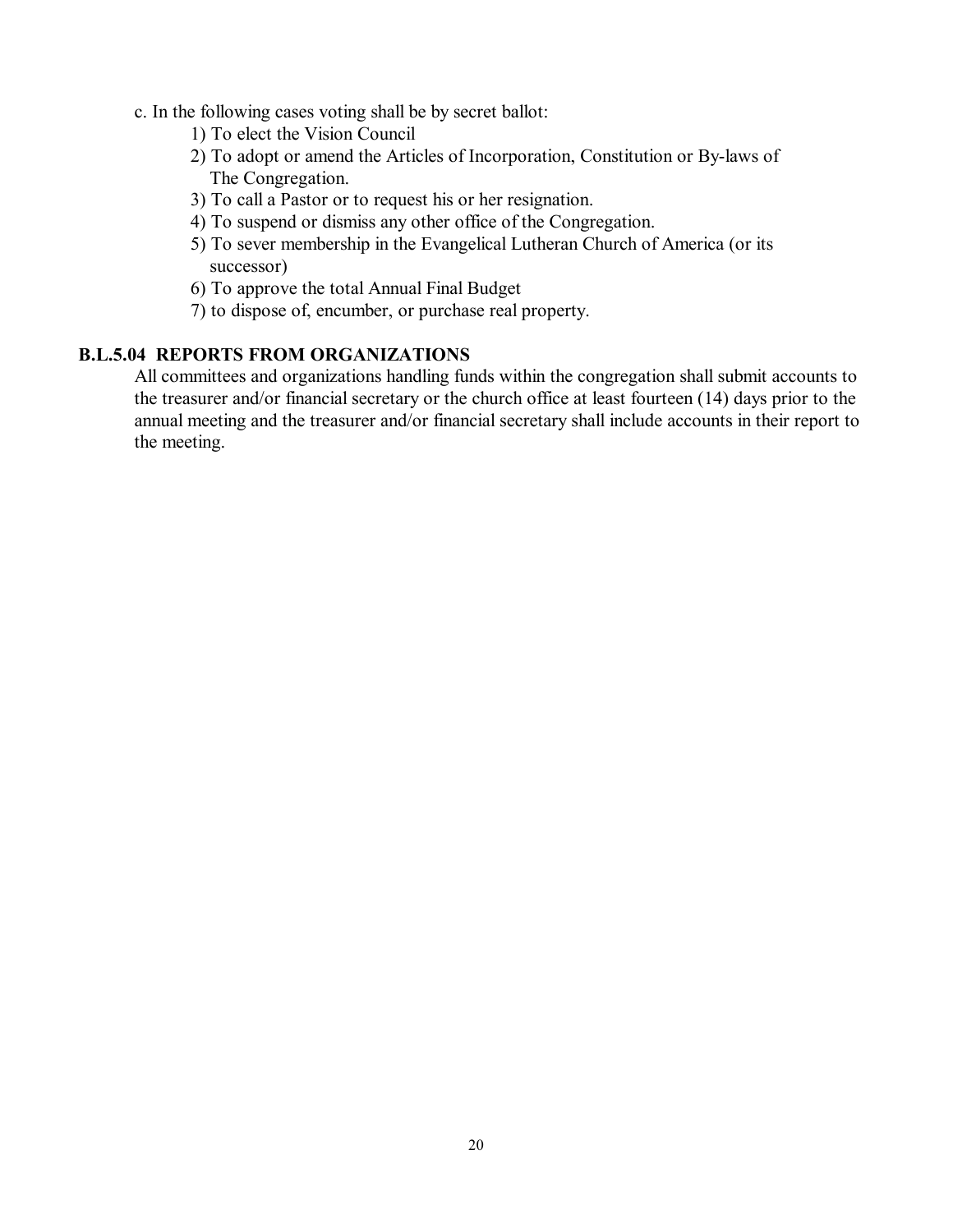c. In the following cases voting shall be by secret ballot:

1) To elect the Vision Council
2) To adopt or amend the Articles of Incorporation, Constitution or By-laws of The Congregation.
3) To call a Pastor or to request his or her resignation.
4) To suspend or dismiss any other office of the Congregation.
5) To sever membership in the Evangelical Lutheran Church of America (or its successor)
6) To approve the total Annual Final Budget
7) to dispose of, encumber, or purchase real property.

### B.L.5.04 REPORTS FROM ORGANIZATIONS

All committees and organizations handling funds within the congregation shall submit accounts to the treasurer and/or financial secretary or the church office at least fourteen (14) days prior to the annual meeting and the treasurer and/or financial secretary shall include accounts in their report to the meeting.